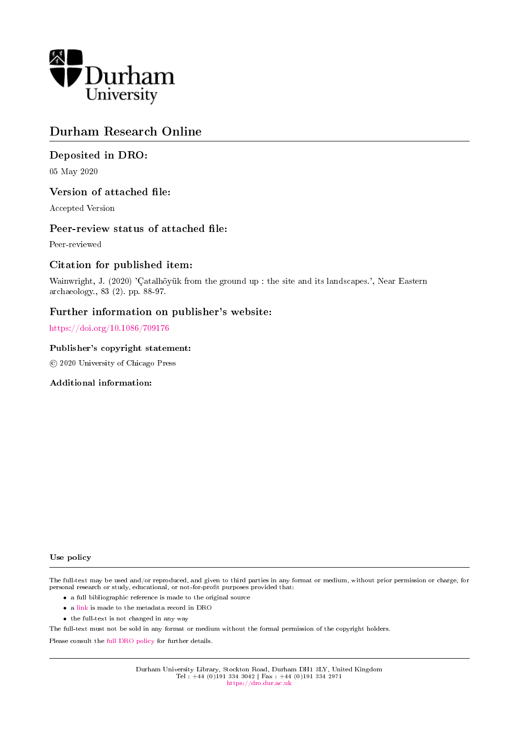Durham University

# Durham Research Online

## Deposited in DRO:

05 May 2020

## Version of attached file:

Accepted Version

## Peer-review status of attached file:

Peer-reviewed

## Citation for published item:

Wainwright, J. (2020) 'Çatalhöyük from the ground up : the site and its landscapes.', Near Eastern archaeology., 83 (2). pp. 88-97.

## Further information on publisher's website:

https://doi.org/10.1086/709176

### Publisher's copyright statement:

© 2020 University of Chicago Press

### Additional information:

### Use policy

The full-text may be used and/or reproduced, and given to third parties in any format or medium, without prior permission or charge, for personal research or study, educational, or not-for-profit purposes provided that:

- a full bibliographic reference is made to the original source
- a link is made to the metadata record in DRO
- the full-text is not changed in any way

The full-text must not be sold in any format or medium without the formal permission of the copyright holders.

Please consult the full DRO policy for further details.

Durham University Library, Stockton Road, Durham DH1 3LY, United Kingdom
Tel : +44 (0)191 334 3042 | Fax : +44 (0)191 334 2971
https://dro.dur.ac.uk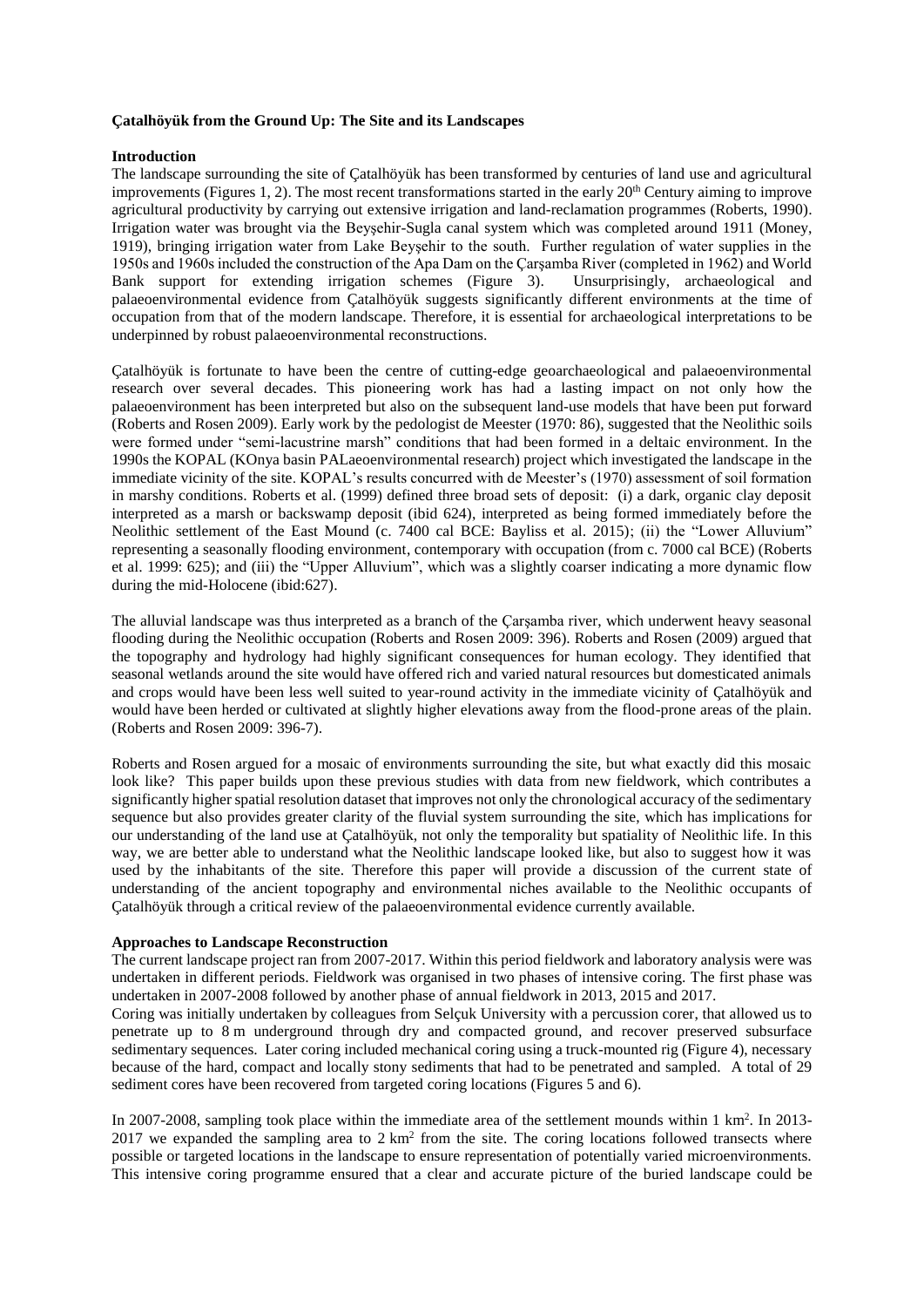**Çatalhöyük from the Ground Up: The Site and its Landscapes**

**Introduction**

The landscape surrounding the site of Çatalhöyük has been transformed by centuries of land use and agricultural improvements (Figures 1, 2). The most recent transformations started in the early 20th Century aiming to improve agricultural productivity by carrying out extensive irrigation and land-reclamation programmes (Roberts, 1990). Irrigation water was brought via the Beyşehir-Sugla canal system which was completed around 1911 (Money, 1919), bringing irrigation water from Lake Beyşehir to the south. Further regulation of water supplies in the 1950s and 1960s included the construction of the Apa Dam on the Çarşamba River (completed in 1962) and World Bank support for extending irrigation schemes (Figure 3). Unsurprisingly, archaeological and palaeoenvironmental evidence from Çatalhöyük suggests significantly different environments at the time of occupation from that of the modern landscape. Therefore, it is essential for archaeological interpretations to be underpinned by robust palaeoenvironmental reconstructions.

Çatalhöyük is fortunate to have been the centre of cutting-edge geoarchaeological and palaeoenvironmental research over several decades. This pioneering work has had a lasting impact on not only how the palaeoenvironment has been interpreted but also on the subsequent land-use models that have been put forward (Roberts and Rosen 2009). Early work by the pedologist de Meester (1970: 86), suggested that the Neolithic soils were formed under "semi-lacustrine marsh" conditions that had been formed in a deltaic environment. In the 1990s the KOPAL (KOnya basin PALaeoenvironmental research) project which investigated the landscape in the immediate vicinity of the site. KOPAL's results concurred with de Meester's (1970) assessment of soil formation in marshy conditions. Roberts et al. (1999) defined three broad sets of deposit: (i) a dark, organic clay deposit interpreted as a marsh or backswamp deposit (ibid 624), interpreted as being formed immediately before the Neolithic settlement of the East Mound (c. 7400 cal BCE: Bayliss et al. 2015); (ii) the "Lower Alluvium" representing a seasonally flooding environment, contemporary with occupation (from c. 7000 cal BCE) (Roberts et al. 1999: 625); and (iii) the "Upper Alluvium", which was a slightly coarser indicating a more dynamic flow during the mid-Holocene (ibid:627).

The alluvial landscape was thus interpreted as a branch of the Çarşamba river, which underwent heavy seasonal flooding during the Neolithic occupation (Roberts and Rosen 2009: 396). Roberts and Rosen (2009) argued that the topography and hydrology had highly significant consequences for human ecology. They identified that seasonal wetlands around the site would have offered rich and varied natural resources but domesticated animals and crops would have been less well suited to year-round activity in the immediate vicinity of Çatalhöyük and would have been herded or cultivated at slightly higher elevations away from the flood-prone areas of the plain. (Roberts and Rosen 2009: 396-7).

Roberts and Rosen argued for a mosaic of environments surrounding the site, but what exactly did this mosaic look like? This paper builds upon these previous studies with data from new fieldwork, which contributes a significantly higher spatial resolution dataset that improves not only the chronological accuracy of the sedimentary sequence but also provides greater clarity of the fluvial system surrounding the site, which has implications for our understanding of the land use at Çatalhöyük, not only the temporality but spatiality of Neolithic life. In this way, we are better able to understand what the Neolithic landscape looked like, but also to suggest how it was used by the inhabitants of the site. Therefore this paper will provide a discussion of the current state of understanding of the ancient topography and environmental niches available to the Neolithic occupants of Çatalhöyük through a critical review of the palaeoenvironmental evidence currently available.

**Approaches to Landscape Reconstruction**

The current landscape project ran from 2007-2017. Within this period fieldwork and laboratory analysis were was undertaken in different periods. Fieldwork was organised in two phases of intensive coring. The first phase was undertaken in 2007-2008 followed by another phase of annual fieldwork in 2013, 2015 and 2017.

Coring was initially undertaken by colleagues from Selçuk University with a percussion corer, that allowed us to penetrate up to 8 m underground through dry and compacted ground, and recover preserved subsurface sedimentary sequences. Later coring included mechanical coring using a truck-mounted rig (Figure 4), necessary because of the hard, compact and locally stony sediments that had to be penetrated and sampled. A total of 29 sediment cores have been recovered from targeted coring locations (Figures 5 and 6).

In 2007-2008, sampling took place within the immediate area of the settlement mounds within 1 km$^2$. In 2013-2017 we expanded the sampling area to 2 km$^2$ from the site. The coring locations followed transects where possible or targeted locations in the landscape to ensure representation of potentially varied microenvironments. This intensive coring programme ensured that a clear and accurate picture of the buried landscape could be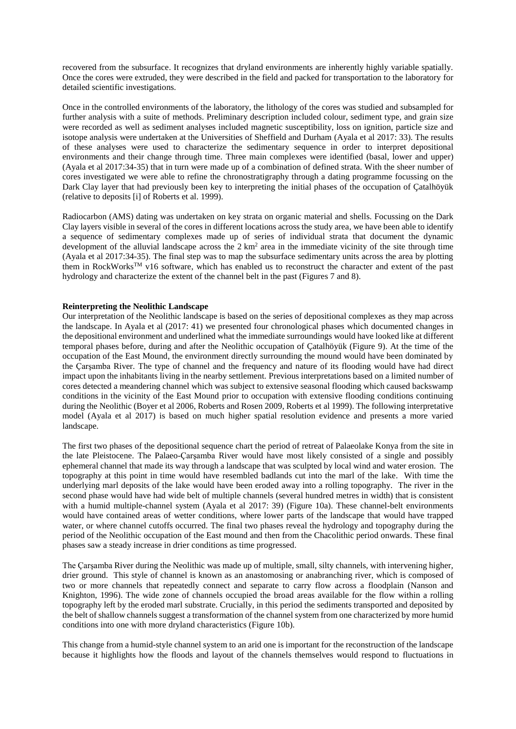recovered from the subsurface. It recognizes that dryland environments are inherently highly variable spatially. Once the cores were extruded, they were described in the field and packed for transportation to the laboratory for detailed scientific investigations.

Once in the controlled environments of the laboratory, the lithology of the cores was studied and subsampled for further analysis with a suite of methods. Preliminary description included colour, sediment type, and grain size were recorded as well as sediment analyses included magnetic susceptibility, loss on ignition, particle size and isotope analysis were undertaken at the Universities of Sheffield and Durham (Ayala et al 2017: 33). The results of these analyses were used to characterize the sedimentary sequence in order to interpret depositional environments and their change through time. Three main complexes were identified (basal, lower and upper) (Ayala et al 2017:34-35) that in turn were made up of a combination of defined strata. With the sheer number of cores investigated we were able to refine the chronostratigraphy through a dating programme focussing on the Dark Clay layer that had previously been key to interpreting the initial phases of the occupation of Çatalhöyük (relative to deposits [i] of Roberts et al. 1999).

Radiocarbon (AMS) dating was undertaken on key strata on organic material and shells. Focussing on the Dark Clay layers visible in several of the cores in different locations across the study area, we have been able to identify a sequence of sedimentary complexes made up of series of individual strata that document the dynamic development of the alluvial landscape across the 2 km$^2$ area in the immediate vicinity of the site through time (Ayala et al 2017:34-35). The final step was to map the subsurface sedimentary units across the area by plotting them in RockWorks™ v16 software, which has enabled us to reconstruct the character and extent of the past hydrology and characterize the extent of the channel belt in the past (Figures 7 and 8).

**Reinterpreting the Neolithic Landscape**

Our interpretation of the Neolithic landscape is based on the series of depositional complexes as they map across the landscape. In Ayala et al (2017: 41) we presented four chronological phases which documented changes in the depositional environment and underlined what the immediate surroundings would have looked like at different temporal phases before, during and after the Neolithic occupation of Çatalhöyük (Figure 9). At the time of the occupation of the East Mound, the environment directly surrounding the mound would have been dominated by the Çarşamba River. The type of channel and the frequency and nature of its flooding would have had direct impact upon the inhabitants living in the nearby settlement. Previous interpretations based on a limited number of cores detected a meandering channel which was subject to extensive seasonal flooding which caused backswamp conditions in the vicinity of the East Mound prior to occupation with extensive flooding conditions continuing during the Neolithic (Boyer et al 2006, Roberts and Rosen 2009, Roberts et al 1999). The following interpretative model (Ayala et al 2017) is based on much higher spatial resolution evidence and presents a more varied landscape.

The first two phases of the depositional sequence chart the period of retreat of Palaeolake Konya from the site in the late Pleistocene. The Palaeo-Çarşamba River would have most likely consisted of a single and possibly ephemeral channel that made its way through a landscape that was sculpted by local wind and water erosion. The topography at this point in time would have resembled badlands cut into the marl of the lake. With time the underlying marl deposits of the lake would have been eroded away into a rolling topography. The river in the second phase would have had wide belt of multiple channels (several hundred metres in width) that is consistent with a humid multiple-channel system (Ayala et al 2017: 39) (Figure 10a). These channel-belt environments would have contained areas of wetter conditions, where lower parts of the landscape that would have trapped water, or where channel cutoffs occurred. The final two phases reveal the hydrology and topography during the period of the Neolithic occupation of the East mound and then from the Chacolithic period onwards. These final phases saw a steady increase in drier conditions as time progressed.

The Çarşamba River during the Neolithic was made up of multiple, small, silty channels, with intervening higher, drier ground. This style of channel is known as an anastomosing or anabranching river, which is composed of two or more channels that repeatedly connect and separate to carry flow across a floodplain (Nanson and Knighton, 1996). The wide zone of channels occupied the broad areas available for the flow within a rolling topography left by the eroded marl substrate. Crucially, in this period the sediments transported and deposited by the belt of shallow channels suggest a transformation of the channel system from one characterized by more humid conditions into one with more dryland characteristics (Figure 10b).

This change from a humid-style channel system to an arid one is important for the reconstruction of the landscape because it highlights how the floods and layout of the channels themselves would respond to fluctuations in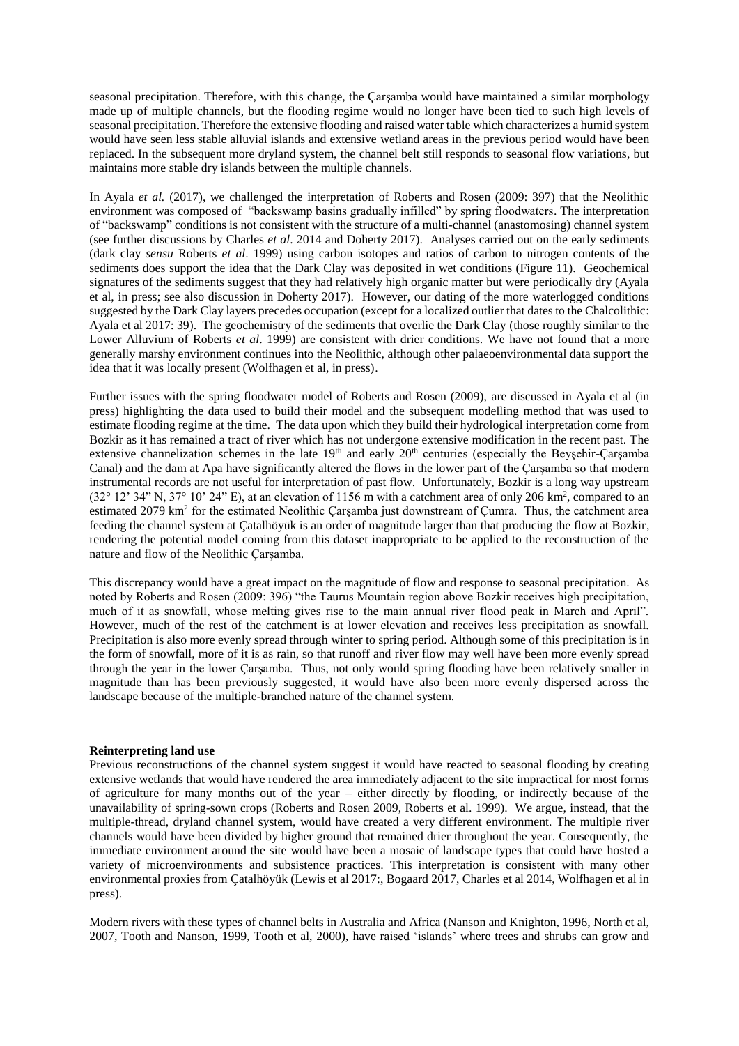seasonal precipitation. Therefore, with this change, the Çarşamba would have maintained a similar morphology made up of multiple channels, but the flooding regime would no longer have been tied to such high levels of seasonal precipitation. Therefore the extensive flooding and raised water table which characterizes a humid system would have seen less stable alluvial islands and extensive wetland areas in the previous period would have been replaced. In the subsequent more dryland system, the channel belt still responds to seasonal flow variations, but maintains more stable dry islands between the multiple channels.

In Ayala *et al.* (2017), we challenged the interpretation of Roberts and Rosen (2009: 397) that the Neolithic environment was composed of "backswamp basins gradually infilled" by spring floodwaters. The interpretation of "backswamp" conditions is not consistent with the structure of a multi-channel (anastomosing) channel system (see further discussions by Charles *et al*. 2014 and Doherty 2017). Analyses carried out on the early sediments (dark clay *sensu* Roberts *et al*. 1999) using carbon isotopes and ratios of carbon to nitrogen contents of the sediments does support the idea that the Dark Clay was deposited in wet conditions (Figure 11). Geochemical signatures of the sediments suggest that they had relatively high organic matter but were periodically dry (Ayala et al, in press; see also discussion in Doherty 2017). However, our dating of the more waterlogged conditions suggested by the Dark Clay layers precedes occupation (except for a localized outlier that dates to the Chalcolithic: Ayala et al 2017: 39). The geochemistry of the sediments that overlie the Dark Clay (those roughly similar to the Lower Alluvium of Roberts *et al*. 1999) are consistent with drier conditions. We have not found that a more generally marshy environment continues into the Neolithic, although other palaeoenvironmental data support the idea that it was locally present (Wolfhagen et al, in press).

Further issues with the spring floodwater model of Roberts and Rosen (2009), are discussed in Ayala et al (in press) highlighting the data used to build their model and the subsequent modelling method that was used to estimate flooding regime at the time. The data upon which they build their hydrological interpretation come from Bozkir as it has remained a tract of river which has not undergone extensive modification in the recent past. The extensive channelization schemes in the late 19th and early 20th centuries (especially the Beyşehir-Çarşamba Canal) and the dam at Apa have significantly altered the flows in the lower part of the Çarşamba so that modern instrumental records are not useful for interpretation of past flow. Unfortunately, Bozkir is a long way upstream (32° 12' 34" N, 37° 10' 24" E), at an elevation of 1156 m with a catchment area of only 206 km$^2$, compared to an estimated 2079 km$^2$ for the estimated Neolithic Çarşamba just downstream of Çumra. Thus, the catchment area feeding the channel system at Çatalhöyük is an order of magnitude larger than that producing the flow at Bozkir, rendering the potential model coming from this dataset inappropriate to be applied to the reconstruction of the nature and flow of the Neolithic Çarşamba.

This discrepancy would have a great impact on the magnitude of flow and response to seasonal precipitation. As noted by Roberts and Rosen (2009: 396) "the Taurus Mountain region above Bozkir receives high precipitation, much of it as snowfall, whose melting gives rise to the main annual river flood peak in March and April". However, much of the rest of the catchment is at lower elevation and receives less precipitation as snowfall. Precipitation is also more evenly spread through winter to spring period. Although some of this precipitation is in the form of snowfall, more of it is as rain, so that runoff and river flow may well have been more evenly spread through the year in the lower Çarşamba. Thus, not only would spring flooding have been relatively smaller in magnitude than has been previously suggested, it would have also been more evenly dispersed across the landscape because of the multiple-branched nature of the channel system.

**Reinterpreting land use**

Previous reconstructions of the channel system suggest it would have reacted to seasonal flooding by creating extensive wetlands that would have rendered the area immediately adjacent to the site impractical for most forms of agriculture for many months out of the year – either directly by flooding, or indirectly because of the unavailability of spring-sown crops (Roberts and Rosen 2009, Roberts et al. 1999). We argue, instead, that the multiple-thread, dryland channel system, would have created a very different environment. The multiple river channels would have been divided by higher ground that remained drier throughout the year. Consequently, the immediate environment around the site would have been a mosaic of landscape types that could have hosted a variety of microenvironments and subsistence practices. This interpretation is consistent with many other environmental proxies from Çatalhöyük (Lewis et al 2017:, Bogaard 2017, Charles et al 2014, Wolfhagen et al in press).

Modern rivers with these types of channel belts in Australia and Africa (Nanson and Knighton, 1996, North et al, 2007, Tooth and Nanson, 1999, Tooth et al, 2000), have raised 'islands' where trees and shrubs can grow and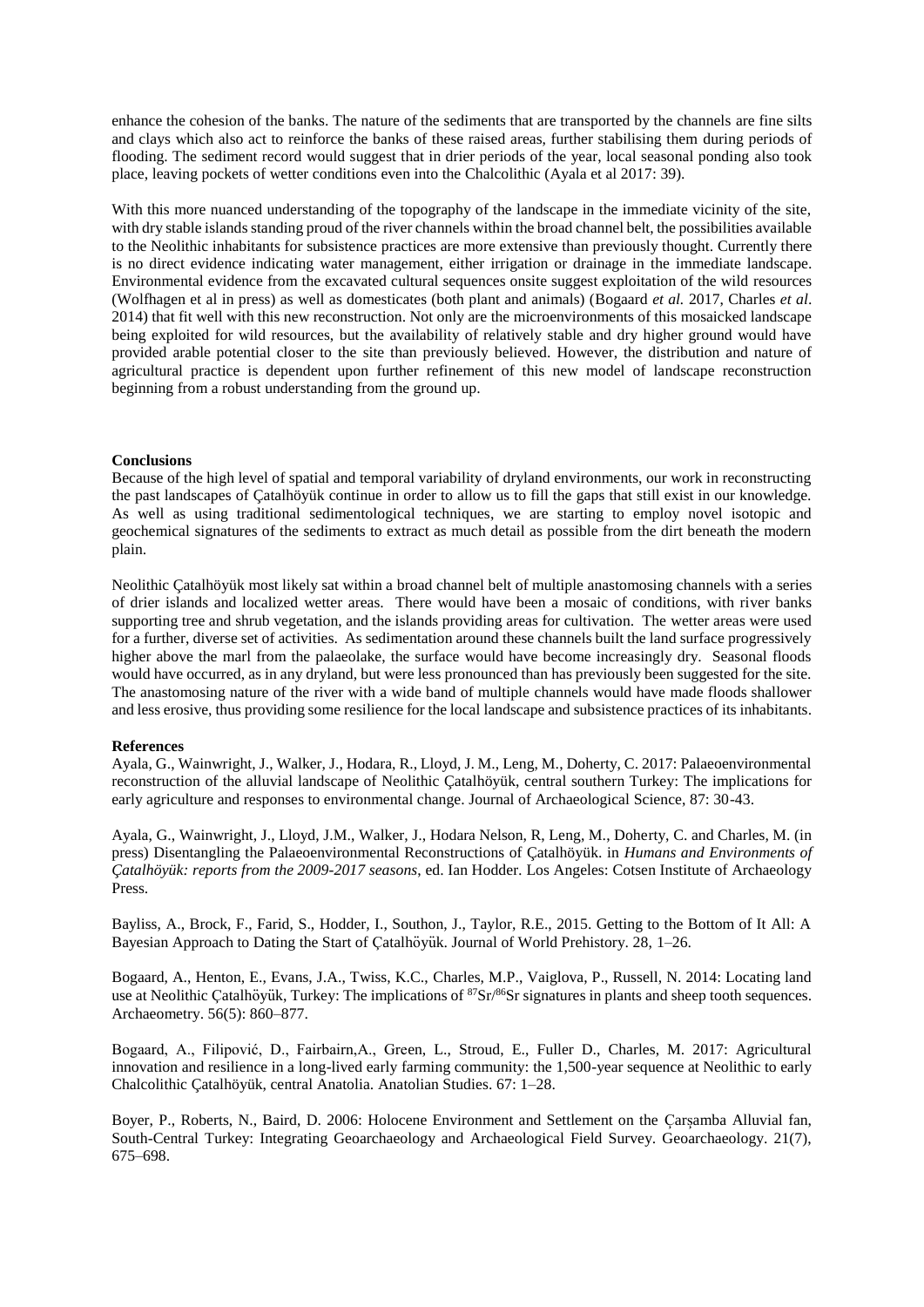enhance the cohesion of the banks. The nature of the sediments that are transported by the channels are fine silts and clays which also act to reinforce the banks of these raised areas, further stabilising them during periods of flooding. The sediment record would suggest that in drier periods of the year, local seasonal ponding also took place, leaving pockets of wetter conditions even into the Chalcolithic (Ayala et al 2017: 39).

With this more nuanced understanding of the topography of the landscape in the immediate vicinity of the site, with dry stable islands standing proud of the river channels within the broad channel belt, the possibilities available to the Neolithic inhabitants for subsistence practices are more extensive than previously thought. Currently there is no direct evidence indicating water management, either irrigation or drainage in the immediate landscape. Environmental evidence from the excavated cultural sequences onsite suggest exploitation of the wild resources (Wolfhagen et al in press) as well as domesticates (both plant and animals) (Bogaard *et al.* 2017, Charles *et al*. 2014) that fit well with this new reconstruction. Not only are the microenvironments of this mosaicked landscape being exploited for wild resources, but the availability of relatively stable and dry higher ground would have provided arable potential closer to the site than previously believed. However, the distribution and nature of agricultural practice is dependent upon further refinement of this new model of landscape reconstruction beginning from a robust understanding from the ground up.

## Conclusions

Because of the high level of spatial and temporal variability of dryland environments, our work in reconstructing the past landscapes of Çatalhöyük continue in order to allow us to fill the gaps that still exist in our knowledge. As well as using traditional sedimentological techniques, we are starting to employ novel isotopic and geochemical signatures of the sediments to extract as much detail as possible from the dirt beneath the modern plain.

Neolithic Çatalhöyük most likely sat within a broad channel belt of multiple anastomosing channels with a series of drier islands and localized wetter areas. There would have been a mosaic of conditions, with river banks supporting tree and shrub vegetation, and the islands providing areas for cultivation. The wetter areas were used for a further, diverse set of activities. As sedimentation around these channels built the land surface progressively higher above the marl from the palaeolake, the surface would have become increasingly dry. Seasonal floods would have occurred, as in any dryland, but were less pronounced than has previously been suggested for the site. The anastomosing nature of the river with a wide band of multiple channels would have made floods shallower and less erosive, thus providing some resilience for the local landscape and subsistence practices of its inhabitants.

## References

Ayala, G., Wainwright, J., Walker, J., Hodara, R., Lloyd, J. M., Leng, M., Doherty, C. 2017: Palaeoenvironmental reconstruction of the alluvial landscape of Neolithic Çatalhöyük, central southern Turkey: The implications for early agriculture and responses to environmental change. Journal of Archaeological Science, 87: 30-43.

Ayala, G., Wainwright, J., Lloyd, J.M., Walker, J., Hodara Nelson, R, Leng, M., Doherty, C. and Charles, M. (in press) Disentangling the Palaeoenvironmental Reconstructions of Çatalhöyük. in *Humans and Environments of Çatalhöyük: reports from the 2009-2017 seasons*, ed. Ian Hodder. Los Angeles: Cotsen Institute of Archaeology Press.

Bayliss, A., Brock, F., Farid, S., Hodder, I., Southon, J., Taylor, R.E., 2015. Getting to the Bottom of It All: A Bayesian Approach to Dating the Start of Çatalhöyük. Journal of World Prehistory. 28, 1–26.

Bogaard, A., Henton, E., Evans, J.A., Twiss, K.C., Charles, M.P., Vaiglova, P., Russell, N. 2014: Locating land use at Neolithic Çatalhöyük, Turkey: The implications of $^{87}Sr/^{86}Sr$ signatures in plants and sheep tooth sequences. Archaeometry. 56(5): 860–877.

Bogaard, A., Filipović, D., Fairbairn,A., Green, L., Stroud, E., Fuller D., Charles, M. 2017: Agricultural innovation and resilience in a long-lived early farming community: the 1,500-year sequence at Neolithic to early Chalcolithic Çatalhöyük, central Anatolia. Anatolian Studies. 67: 1–28.

Boyer, P., Roberts, N., Baird, D. 2006: Holocene Environment and Settlement on the Çarşamba Alluvial fan, South-Central Turkey: Integrating Geoarchaeology and Archaeological Field Survey. Geoarchaeology. 21(7), 675–698.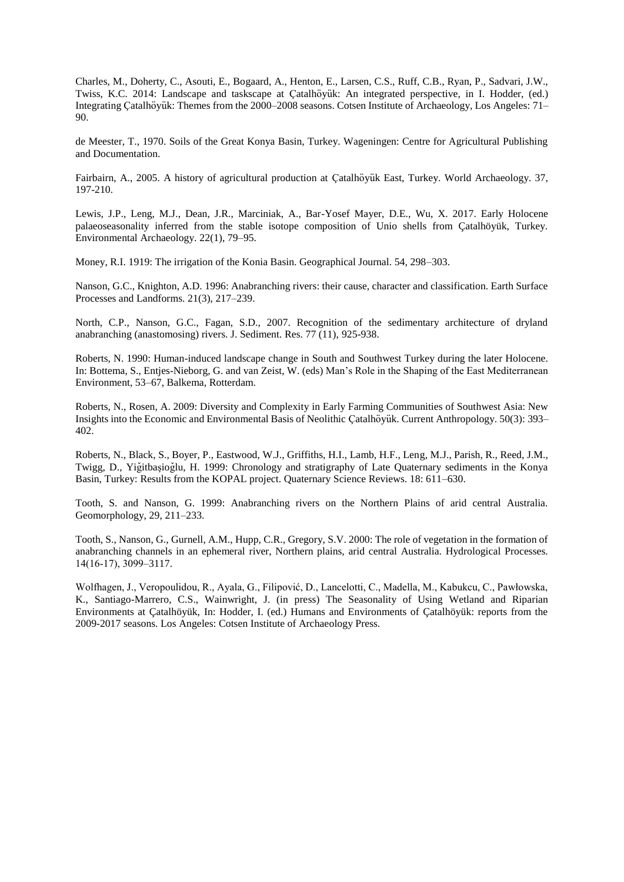Charles, M., Doherty, C., Asouti, E., Bogaard, A., Henton, E., Larsen, C.S., Ruff, C.B., Ryan, P., Sadvari, J.W., Twiss, K.C. 2014: Landscape and taskscape at Çatalhöyük: An integrated perspective, in I. Hodder, (ed.) Integrating Çatalhöyük: Themes from the 2000–2008 seasons. Cotsen Institute of Archaeology, Los Angeles: 71–90.

de Meester, T., 1970. Soils of the Great Konya Basin, Turkey. Wageningen: Centre for Agricultural Publishing and Documentation.

Fairbairn, A., 2005. A history of agricultural production at Çatalhöyük East, Turkey. World Archaeology. 37, 197-210.

Lewis, J.P., Leng, M.J., Dean, J.R., Marciniak, A., Bar-Yosef Mayer, D.E., Wu, X. 2017. Early Holocene palaeoseasonality inferred from the stable isotope composition of Unio shells from Çatalhöyük, Turkey. Environmental Archaeology. 22(1), 79–95.

Money, R.I. 1919: The irrigation of the Konia Basin. Geographical Journal. 54, 298–303.

Nanson, G.C., Knighton, A.D. 1996: Anabranching rivers: their cause, character and classification. Earth Surface Processes and Landforms. 21(3), 217–239.

North, C.P., Nanson, G.C., Fagan, S.D., 2007. Recognition of the sedimentary architecture of dryland anabranching (anastomosing) rivers. J. Sediment. Res. 77 (11), 925-938.

Roberts, N. 1990: Human-induced landscape change in South and Southwest Turkey during the later Holocene. In: Bottema, S., Entjes-Nieborg, G. and van Zeist, W. (eds) Man's Role in the Shaping of the East Mediterranean Environment, 53–67, Balkema, Rotterdam.

Roberts, N., Rosen, A. 2009: Diversity and Complexity in Early Farming Communities of Southwest Asia: New Insights into the Economic and Environmental Basis of Neolithic Çatalhöyük. Current Anthropology. 50(3): 393–402.

Roberts, N., Black, S., Boyer, P., Eastwood, W.J., Griffiths, H.I., Lamb, H.F., Leng, M.J., Parish, R., Reed, J.M., Twigg, D., Yiğitbaşioğlu, H. 1999: Chronology and stratigraphy of Late Quaternary sediments in the Konya Basin, Turkey: Results from the KOPAL project. Quaternary Science Reviews. 18: 611–630.

Tooth, S. and Nanson, G. 1999: Anabranching rivers on the Northern Plains of arid central Australia. Geomorphology, 29, 211–233.

Tooth, S., Nanson, G., Gurnell, A.M., Hupp, C.R., Gregory, S.V. 2000: The role of vegetation in the formation of anabranching channels in an ephemeral river, Northern plains, arid central Australia. Hydrological Processes. 14(16-17), 3099–3117.

Wolfhagen, J., Veropoulidou, R., Ayala, G., Filipović, D., Lancelotti, C., Madella, M., Kabukcu, C., Pawłowska, K., Santiago-Marrero, C.S., Wainwright, J. (in press) The Seasonality of Using Wetland and Riparian Environments at Çatalhöyük, In: Hodder, I. (ed.) Humans and Environments of Çatalhöyük: reports from the 2009-2017 seasons. Los Angeles: Cotsen Institute of Archaeology Press.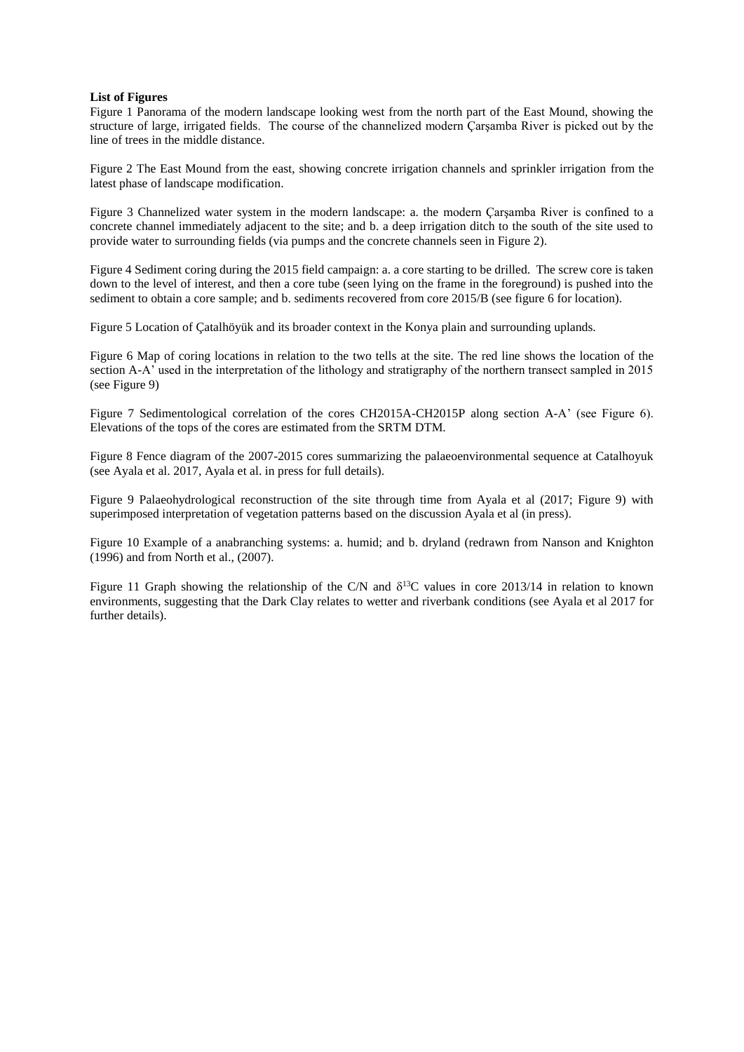**List of Figures**

Figure 1 Panorama of the modern landscape looking west from the north part of the East Mound, showing the structure of large, irrigated fields. The course of the channelized modern Çarşamba River is picked out by the line of trees in the middle distance.

Figure 2 The East Mound from the east, showing concrete irrigation channels and sprinkler irrigation from the latest phase of landscape modification.

Figure 3 Channelized water system in the modern landscape: a. the modern Çarşamba River is confined to a concrete channel immediately adjacent to the site; and b. a deep irrigation ditch to the south of the site used to provide water to surrounding fields (via pumps and the concrete channels seen in Figure 2).

Figure 4 Sediment coring during the 2015 field campaign: a. a core starting to be drilled. The screw core is taken down to the level of interest, and then a core tube (seen lying on the frame in the foreground) is pushed into the sediment to obtain a core sample; and b. sediments recovered from core 2015/B (see figure 6 for location).

Figure 5 Location of Çatalhöyük and its broader context in the Konya plain and surrounding uplands.

Figure 6 Map of coring locations in relation to the two tells at the site. The red line shows the location of the section A-A' used in the interpretation of the lithology and stratigraphy of the northern transect sampled in 2015 (see Figure 9)

Figure 7 Sedimentological correlation of the cores CH2015A-CH2015P along section A-A' (see Figure 6). Elevations of the tops of the cores are estimated from the SRTM DTM.

Figure 8 Fence diagram of the 2007-2015 cores summarizing the palaeoenvironmental sequence at Catalhoyuk (see Ayala et al. 2017, Ayala et al. in press for full details).

Figure 9 Palaeohydrological reconstruction of the site through time from Ayala et al (2017; Figure 9) with superimposed interpretation of vegetation patterns based on the discussion Ayala et al (in press).

Figure 10 Example of a anabranching systems: a. humid; and b. dryland (redrawn from Nanson and Knighton (1996) and from North et al., (2007).

Figure 11 Graph showing the relationship of the C/N and $\delta^{13}C$ values in core 2013/14 in relation to known environments, suggesting that the Dark Clay relates to wetter and riverbank conditions (see Ayala et al 2017 for further details).